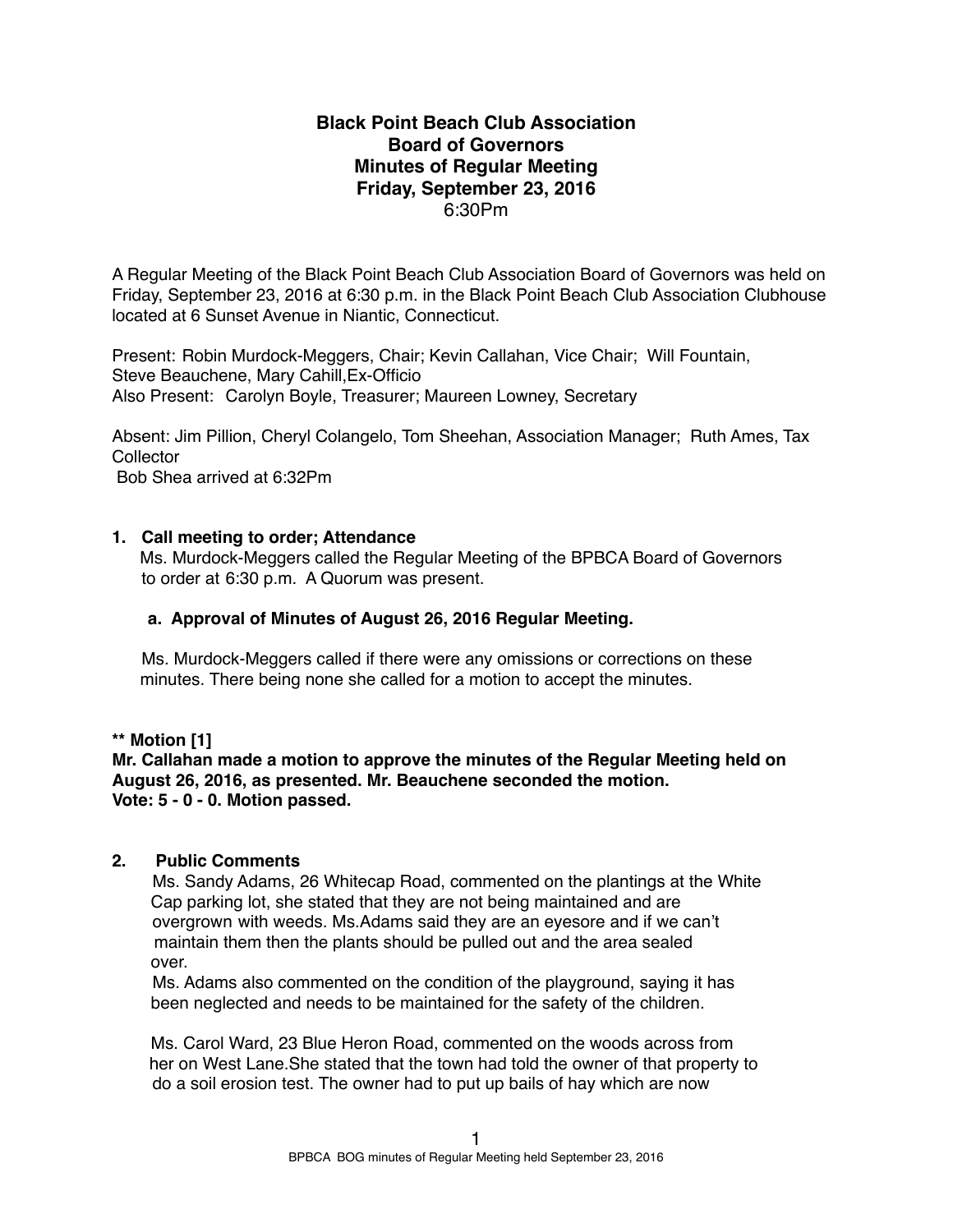# Black Point Beach Club Association
## Board of Governors
## Minutes of Regular Meeting
## Friday, September 23, 2016
6:30Pm

A Regular Meeting of the Black Point Beach Club Association Board of Governors was held on Friday, September 23, 2016 at 6:30 p.m. in the Black Point Beach Club Association Clubhouse located at 6 Sunset Avenue in Niantic, Connecticut.

Present: Robin Murdock-Meggers, Chair; Kevin Callahan, Vice Chair; Will Fountain, Steve Beauchene, Mary Cahill,Ex-Officio
Also Present: Carolyn Boyle, Treasurer; Maureen Lowney, Secretary

Absent: Jim Pillion, Cheryl Colangelo, Tom Sheehan, Association Manager; Ruth Ames, Tax Collector
Bob Shea arrived at 6:32Pm

**1. Call meeting to order; Attendance**

Ms. Murdock-Meggers called the Regular Meeting of the BPBCA Board of Governors to order at 6:30 p.m. A Quorum was present.

**a. Approval of Minutes of August 26, 2016 Regular Meeting.**

Ms. Murdock-Meggers called if there were any omissions or corrections on these minutes. There being none she called for a motion to accept the minutes.

**** Motion [1]**
**Mr. Callahan made a motion to approve the minutes of the Regular Meeting held on August 26, 2016, as presented. Mr. Beauchene seconded the motion.**
**Vote: 5 - 0 - 0. Motion passed.**

**2. Public Comments**

Ms. Sandy Adams, 26 Whitecap Road, commented on the plantings at the White Cap parking lot, she stated that they are not being maintained and are overgrown with weeds. Ms.Adams said they are an eyesore and if we can't maintain them then the plants should be pulled out and the area sealed over.
Ms. Adams also commented on the condition of the playground, saying it has been neglected and needs to be maintained for the safety of the children.

Ms. Carol Ward, 23 Blue Heron Road, commented on the woods across from her on West Lane.She stated that the town had told the owner of that property to do a soil erosion test. The owner had to put up bails of hay which are now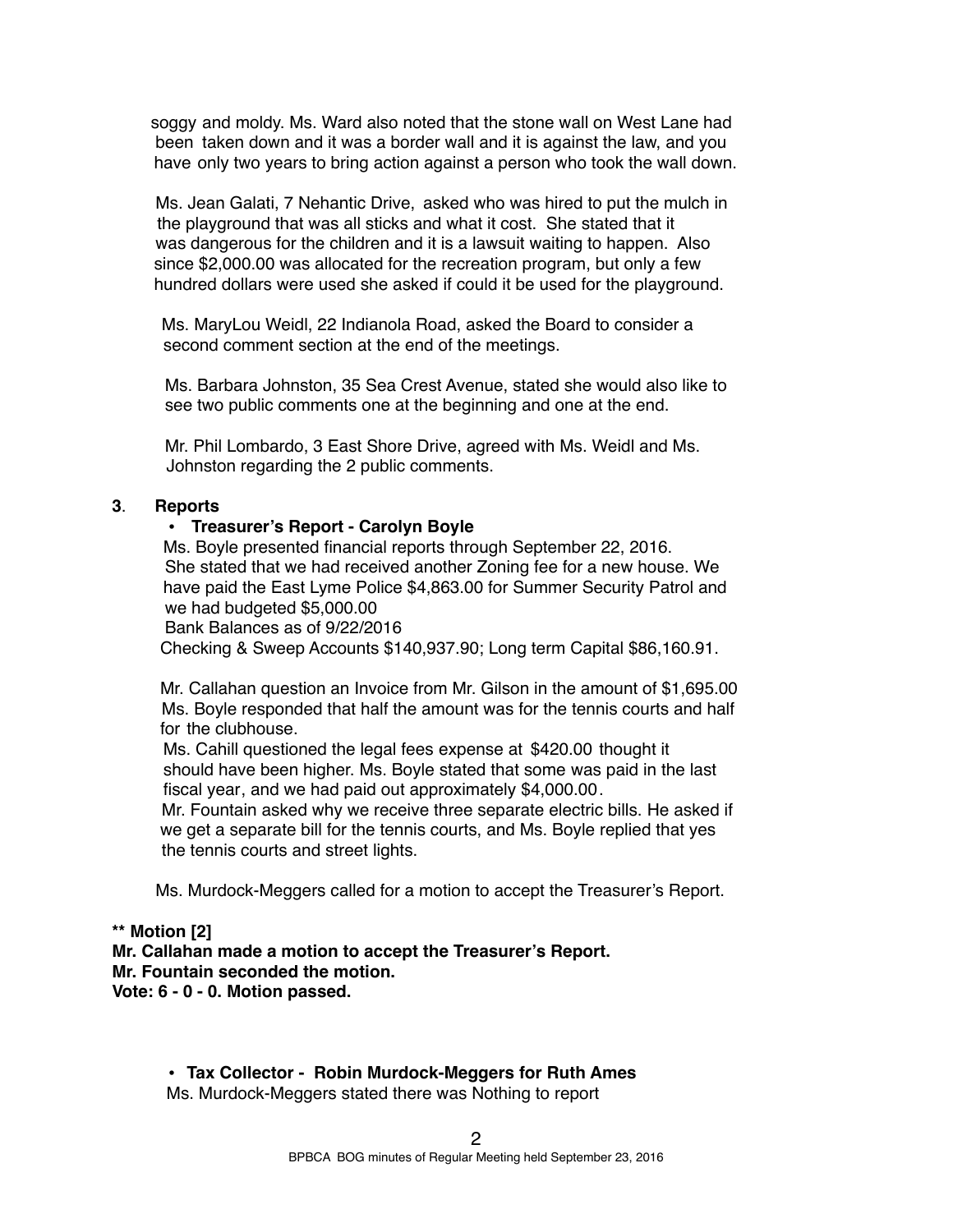soggy and moldy. Ms. Ward also noted that the stone wall on West Lane had been taken down and it was a border wall and it is against the law, and you have only two years to bring action against a person who took the wall down.

Ms. Jean Galati, 7 Nehantic Drive, asked who was hired to put the mulch in the playground that was all sticks and what it cost. She stated that it was dangerous for the children and it is a lawsuit waiting to happen. Also since $2,000.00 was allocated for the recreation program, but only a few hundred dollars were used she asked if could it be used for the playground.

Ms. MaryLou Weidl, 22 Indianola Road, asked the Board to consider a second comment section at the end of the meetings.

Ms. Barbara Johnston, 35 Sea Crest Avenue, stated she would also like to see two public comments one at the beginning and one at the end.

Mr. Phil Lombardo, 3 East Shore Drive, agreed with Ms. Weidl and Ms. Johnston regarding the 2 public comments.

**3. Reports**

- **Treasurer's Report - Carolyn Boyle**

Ms. Boyle presented financial reports through September 22, 2016. She stated that we had received another Zoning fee for a new house. We have paid the East Lyme Police $4,863.00 for Summer Security Patrol and we had budgeted $5,000.00
Bank Balances as of 9/22/2016
Checking & Sweep Accounts $140,937.90; Long term Capital $86,160.91.

Mr. Callahan question an Invoice from Mr. Gilson in the amount of $1,695.00 Ms. Boyle responded that half the amount was for the tennis courts and half for the clubhouse.
Ms. Cahill questioned the legal fees expense at $420.00 thought it should have been higher. Ms. Boyle stated that some was paid in the last fiscal year, and we had paid out approximately $4,000.00.
Mr. Fountain asked why we receive three separate electric bills. He asked if we get a separate bill for the tennis courts, and Ms. Boyle replied that yes the tennis courts and street lights.

Ms. Murdock-Meggers called for a motion to accept the Treasurer's Report.

**** Motion [2]**
**Mr. Callahan made a motion to accept the Treasurer's Report.**
**Mr. Fountain seconded the motion.**
**Vote: 6 - 0 - 0. Motion passed.**

- **Tax Collector - Robin Murdock-Meggers for Ruth Ames**

Ms. Murdock-Meggers stated there was Nothing to report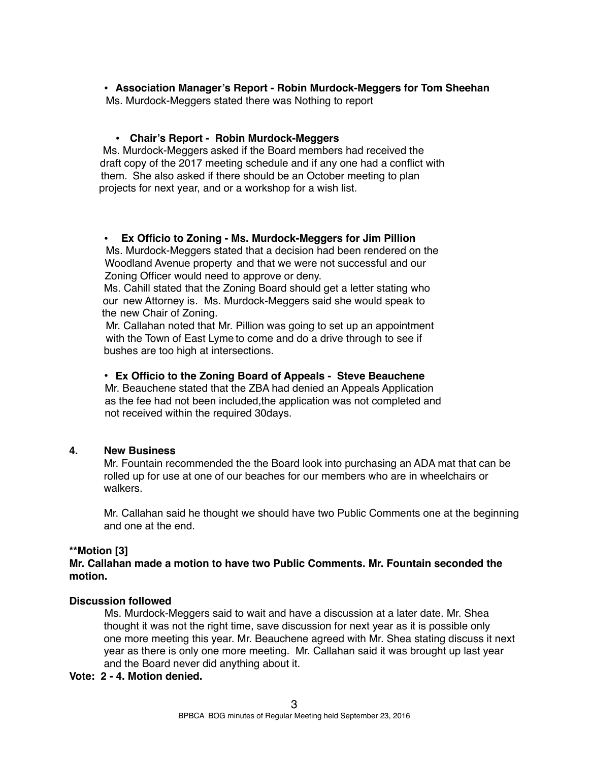- **Association Manager's Report - Robin Murdock-Meggers for Tom Sheehan**

  Ms. Murdock-Meggers stated there was Nothing to report

- **Chair's Report - Robin Murdock-Meggers**

  Ms. Murdock-Meggers asked if the Board members had received the draft copy of the 2017 meeting schedule and if any one had a conflict with them. She also asked if there should be an October meeting to plan projects for next year, and or a workshop for a wish list.

- **Ex Officio to Zoning - Ms. Murdock-Meggers for Jim Pillion**

  Ms. Murdock-Meggers stated that a decision had been rendered on the Woodland Avenue property and that we were not successful and our Zoning Officer would need to approve or deny.

  Ms. Cahill stated that the Zoning Board should get a letter stating who our new Attorney is. Ms. Murdock-Meggers said she would speak to the new Chair of Zoning.

  Mr. Callahan noted that Mr. Pillion was going to set up an appointment with the Town of East Lyme to come and do a drive through to see if bushes are too high at intersections.

- **Ex Officio to the Zoning Board of Appeals - Steve Beauchene**

  Mr. Beauchene stated that the ZBA had denied an Appeals Application as the fee had not been included,the application was not completed and not received within the required 30days.

## 4. New Business

Mr. Fountain recommended the the Board look into purchasing an ADA mat that can be rolled up for use at one of our beaches for our members who are in wheelchairs or walkers.

Mr. Callahan said he thought we should have two Public Comments one at the beginning and one at the end.

**\*\*Motion [3]**

**Mr. Callahan made a motion to have two Public Comments. Mr. Fountain seconded the motion.**

**Discussion followed**

Ms. Murdock-Meggers said to wait and have a discussion at a later date. Mr. Shea thought it was not the right time, save discussion for next year as it is possible only one more meeting this year. Mr. Beauchene agreed with Mr. Shea stating discuss it next year as there is only one more meeting. Mr. Callahan said it was brought up last year and the Board never did anything about it.

**Vote: 2 - 4. Motion denied.**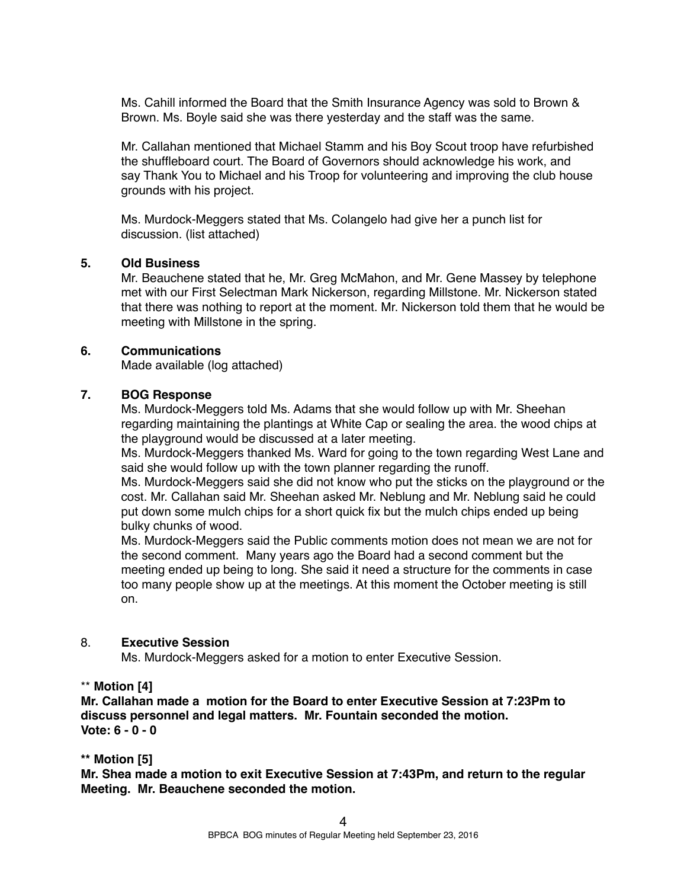Ms. Cahill informed the Board that the Smith Insurance Agency was sold to Brown & Brown. Ms. Boyle said she was there yesterday and the staff was the same.

Mr. Callahan mentioned that Michael Stamm and his Boy Scout troop have refurbished the shuffleboard court. The Board of Governors should acknowledge his work, and say Thank You to Michael and his Troop for volunteering and improving the club house grounds with his project.

Ms. Murdock-Meggers stated that Ms. Colangelo had give her a punch list for discussion. (list attached)

**5. Old Business**

Mr. Beauchene stated that he, Mr. Greg McMahon, and Mr. Gene Massey by telephone met with our First Selectman Mark Nickerson, regarding Millstone. Mr. Nickerson stated that there was nothing to report at the moment. Mr. Nickerson told them that he would be meeting with Millstone in the spring.

**6. Communications**

Made available (log attached)

**7. BOG Response**

Ms. Murdock-Meggers told Ms. Adams that she would follow up with Mr. Sheehan regarding maintaining the plantings at White Cap or sealing the area. the wood chips at the playground would be discussed at a later meeting.

Ms. Murdock-Meggers thanked Ms. Ward for going to the town regarding West Lane and said she would follow up with the town planner regarding the runoff.

Ms. Murdock-Meggers said she did not know who put the sticks on the playground or the cost. Mr. Callahan said Mr. Sheehan asked Mr. Neblung and Mr. Neblung said he could put down some mulch chips for a short quick fix but the mulch chips ended up being bulky chunks of wood.

Ms. Murdock-Meggers said the Public comments motion does not mean we are not for the second comment. Many years ago the Board had a second comment but the meeting ended up being to long. She said it need a structure for the comments in case too many people show up at the meetings. At this moment the October meeting is still on.

8. **Executive Session**

Ms. Murdock-Meggers asked for a motion to enter Executive Session.

** **Motion [4]**

**Mr. Callahan made a motion for the Board to enter Executive Session at 7:23Pm to discuss personnel and legal matters. Mr. Fountain seconded the motion.**
**Vote: 6 - 0 - 0**

**** Motion [5]**

**Mr. Shea made a motion to exit Executive Session at 7:43Pm, and return to the regular Meeting. Mr. Beauchene seconded the motion.**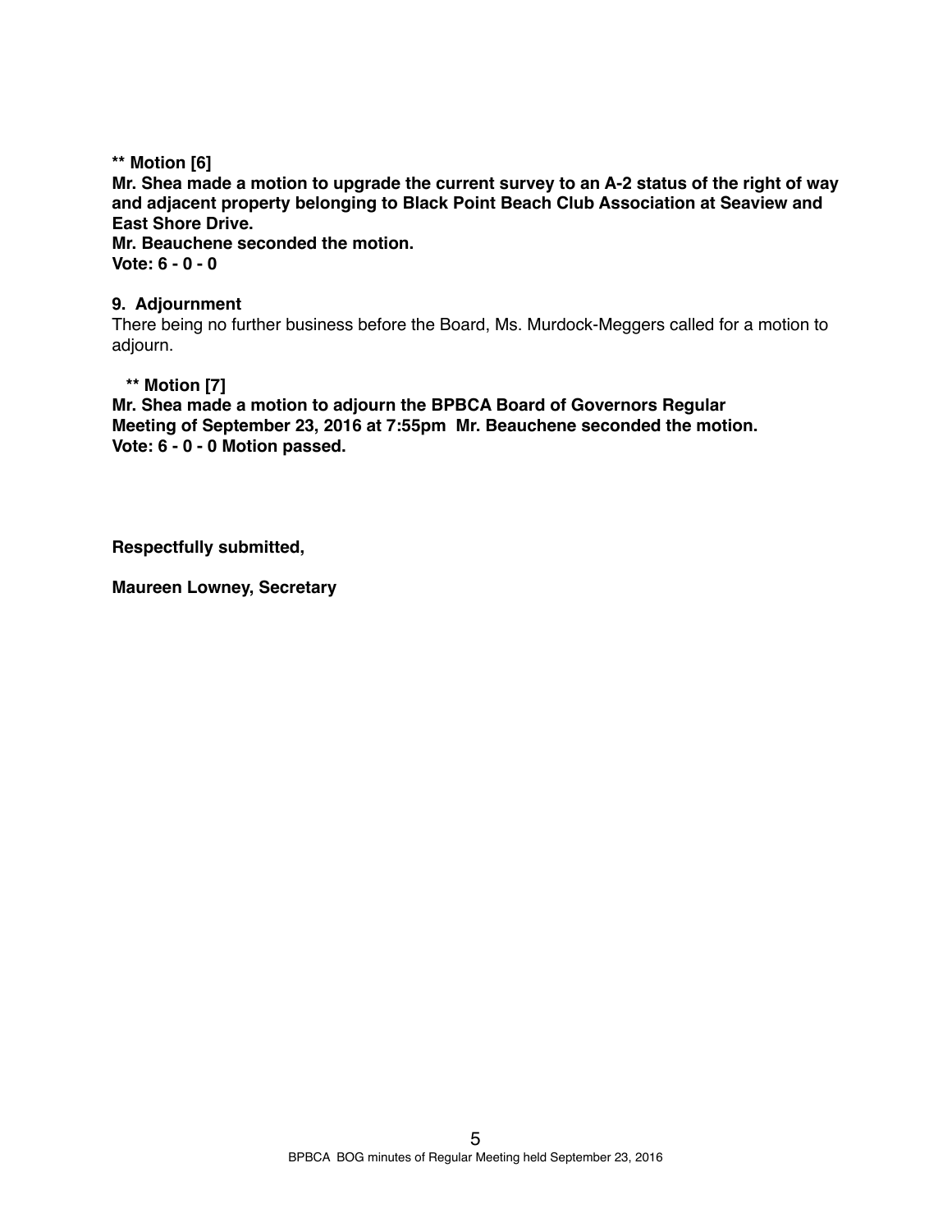**\*\* Motion [6]**
**Mr. Shea made a motion to upgrade the current survey to an A-2 status of the right of way and adjacent property belonging to Black Point Beach Club Association at Seaview and East Shore Drive.**
**Mr. Beauchene seconded the motion.**
**Vote: 6 - 0 - 0**

**9. Adjournment**

There being no further business before the Board, Ms. Murdock-Meggers called for a motion to adjourn.

**\*\* Motion [7]**
**Mr. Shea made a motion to adjourn the BPBCA Board of Governors Regular Meeting of September 23, 2016 at 7:55pm Mr. Beauchene seconded the motion.**
**Vote: 6 - 0 - 0 Motion passed.**

**Respectfully submitted,**

**Maureen Lowney, Secretary**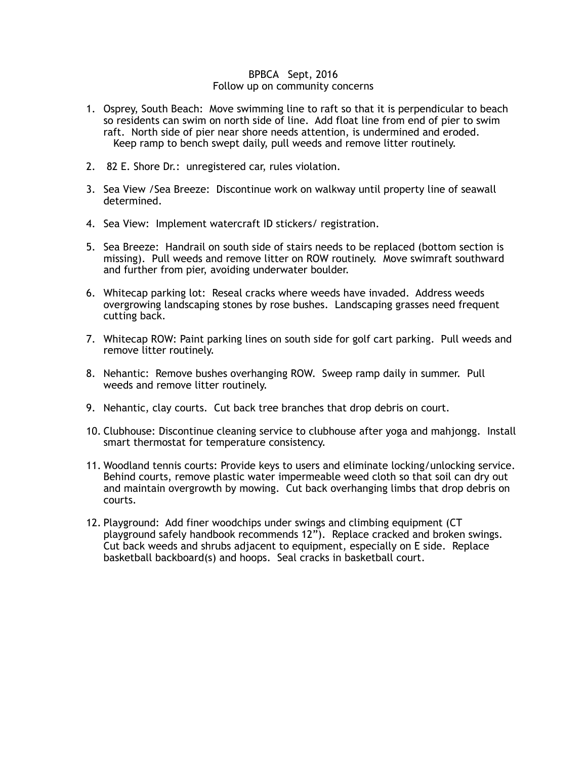BPBCA Sept, 2016
Follow up on community concerns

1. Osprey, South Beach: Move swimming line to raft so that it is perpendicular to beach so residents can swim on north side of line. Add float line from end of pier to swim raft. North side of pier near shore needs attention, is undermined and eroded. Keep ramp to bench swept daily, pull weeds and remove litter routinely.

2. 82 E. Shore Dr.: unregistered car, rules violation.

3. Sea View /Sea Breeze: Discontinue work on walkway until property line of seawall determined.

4. Sea View: Implement watercraft ID stickers/ registration.

5. Sea Breeze: Handrail on south side of stairs needs to be replaced (bottom section is missing). Pull weeds and remove litter on ROW routinely. Move swimraft southward and further from pier, avoiding underwater boulder.

6. Whitecap parking lot: Reseal cracks where weeds have invaded. Address weeds overgrowing landscaping stones by rose bushes. Landscaping grasses need frequent cutting back.

7. Whitecap ROW: Paint parking lines on south side for golf cart parking. Pull weeds and remove litter routinely.

8. Nehantic: Remove bushes overhanging ROW. Sweep ramp daily in summer. Pull weeds and remove litter routinely.

9. Nehantic, clay courts. Cut back tree branches that drop debris on court.

10. Clubhouse: Discontinue cleaning service to clubhouse after yoga and mahjongg. Install smart thermostat for temperature consistency.

11. Woodland tennis courts: Provide keys to users and eliminate locking/unlocking service. Behind courts, remove plastic water impermeable weed cloth so that soil can dry out and maintain overgrowth by mowing. Cut back overhanging limbs that drop debris on courts.

12. Playground: Add finer woodchips under swings and climbing equipment (CT playground safely handbook recommends 12"). Replace cracked and broken swings. Cut back weeds and shrubs adjacent to equipment, especially on E side. Replace basketball backboard(s) and hoops. Seal cracks in basketball court.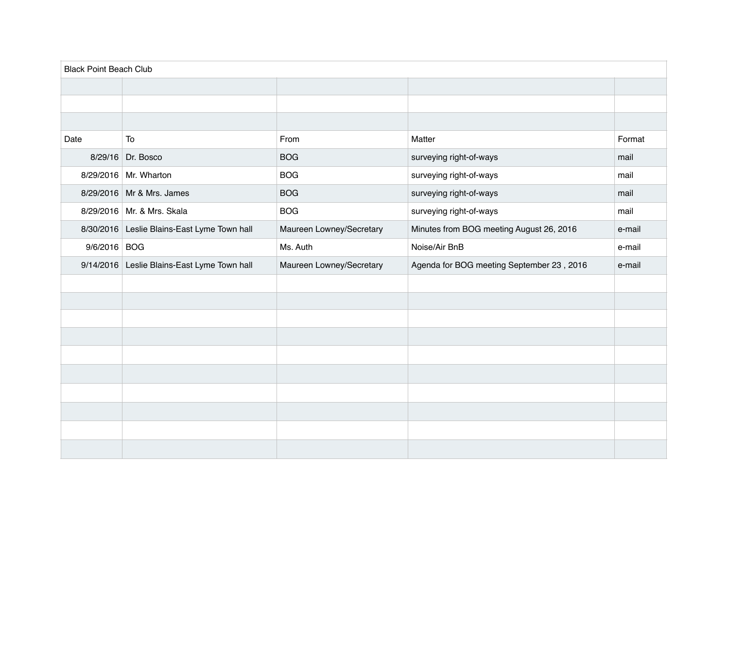Black Point Beach Club

| Date | To | From | Matter | Format |
|---|---|---|---|---|
| 8/29/16 | Dr. Bosco | BOG | surveying right-of-ways | mail |
| 8/29/2016 | Mr. Wharton | BOG | surveying right-of-ways | mail |
| 8/29/2016 | Mr & Mrs. James | BOG | surveying right-of-ways | mail |
| 8/29/2016 | Mr. & Mrs. Skala | BOG | surveying right-of-ways | mail |
| 8/30/2016 | Leslie Blains-East Lyme Town hall | Maureen Lowney/Secretary | Minutes from BOG meeting August 26, 2016 | e-mail |
| 9/6/2016 | BOG | Ms. Auth | Noise/Air BnB | e-mail |
| 9/14/2016 | Leslie Blains-East Lyme Town hall | Maureen Lowney/Secretary | Agenda for BOG meeting September 23 , 2016 | e-mail |